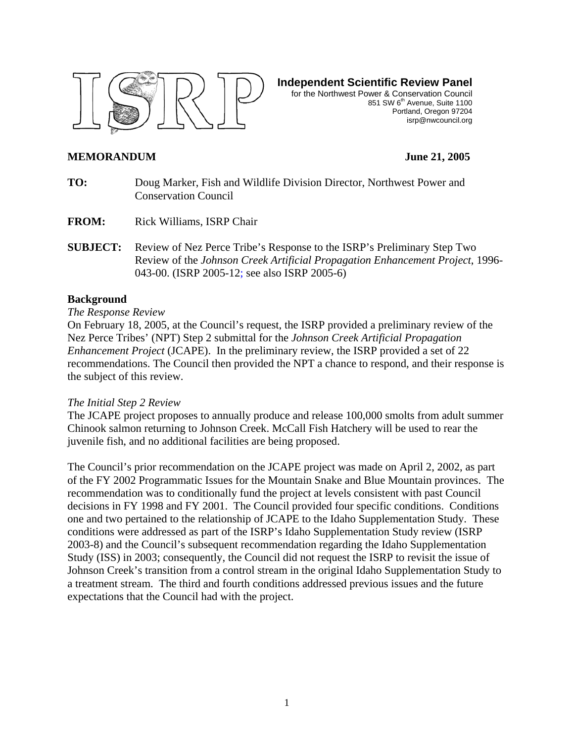**Independent Scientific Review Panel**
for the Northwest Power & Conservation Council
851 SW 6th Avenue, Suite 1100
Portland, Oregon 97204
isrp@nwcouncil.org

**MEMORANDUM** **June 21, 2005**

**TO:** Doug Marker, Fish and Wildlife Division Director, Northwest Power and Conservation Council

**FROM:** Rick Williams, ISRP Chair

**SUBJECT:** Review of Nez Perce Tribe's Response to the ISRP's Preliminary Step Two Review of the *Johnson Creek Artificial Propagation Enhancement Project*, 1996-043-00. (ISRP 2005-12; see also ISRP 2005-6)

## Background

*The Response Review*

On February 18, 2005, at the Council's request, the ISRP provided a preliminary review of the Nez Perce Tribes' (NPT) Step 2 submittal for the *Johnson Creek Artificial Propagation Enhancement Project* (JCAPE). In the preliminary review, the ISRP provided a set of 22 recommendations. The Council then provided the NPT a chance to respond, and their response is the subject of this review.

*The Initial Step 2 Review*

The JCAPE project proposes to annually produce and release 100,000 smolts from adult summer Chinook salmon returning to Johnson Creek. McCall Fish Hatchery will be used to rear the juvenile fish, and no additional facilities are being proposed.

The Council's prior recommendation on the JCAPE project was made on April 2, 2002, as part of the FY 2002 Programmatic Issues for the Mountain Snake and Blue Mountain provinces. The recommendation was to conditionally fund the project at levels consistent with past Council decisions in FY 1998 and FY 2001. The Council provided four specific conditions. Conditions one and two pertained to the relationship of JCAPE to the Idaho Supplementation Study. These conditions were addressed as part of the ISRP's Idaho Supplementation Study review (ISRP 2003-8) and the Council's subsequent recommendation regarding the Idaho Supplementation Study (ISS) in 2003; consequently, the Council did not request the ISRP to revisit the issue of Johnson Creek's transition from a control stream in the original Idaho Supplementation Study to a treatment stream. The third and fourth conditions addressed previous issues and the future expectations that the Council had with the project.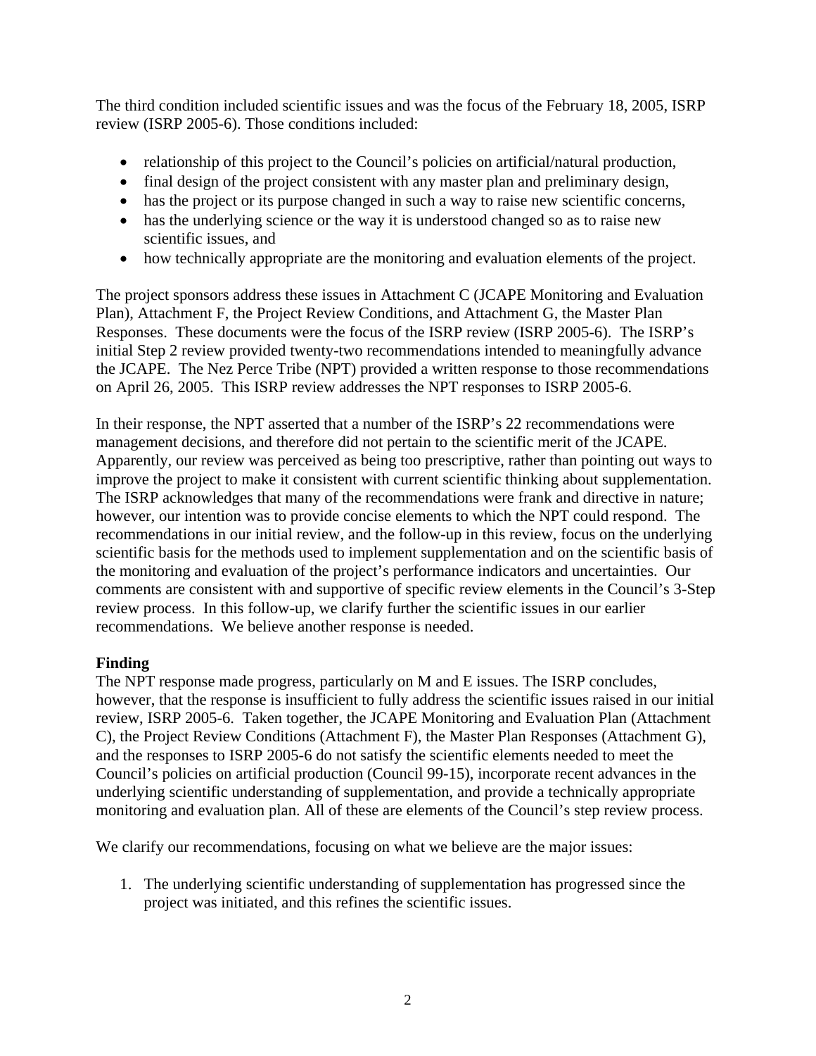The third condition included scientific issues and was the focus of the February 18, 2005, ISRP review (ISRP 2005-6). Those conditions included:

- relationship of this project to the Council's policies on artificial/natural production,
- final design of the project consistent with any master plan and preliminary design,
- has the project or its purpose changed in such a way to raise new scientific concerns,
- has the underlying science or the way it is understood changed so as to raise new scientific issues, and
- how technically appropriate are the monitoring and evaluation elements of the project.

The project sponsors address these issues in Attachment C (JCAPE Monitoring and Evaluation Plan), Attachment F, the Project Review Conditions, and Attachment G, the Master Plan Responses. These documents were the focus of the ISRP review (ISRP 2005-6). The ISRP's initial Step 2 review provided twenty-two recommendations intended to meaningfully advance the JCAPE. The Nez Perce Tribe (NPT) provided a written response to those recommendations on April 26, 2005. This ISRP review addresses the NPT responses to ISRP 2005-6.

In their response, the NPT asserted that a number of the ISRP's 22 recommendations were management decisions, and therefore did not pertain to the scientific merit of the JCAPE. Apparently, our review was perceived as being too prescriptive, rather than pointing out ways to improve the project to make it consistent with current scientific thinking about supplementation. The ISRP acknowledges that many of the recommendations were frank and directive in nature; however, our intention was to provide concise elements to which the NPT could respond. The recommendations in our initial review, and the follow-up in this review, focus on the underlying scientific basis for the methods used to implement supplementation and on the scientific basis of the monitoring and evaluation of the project's performance indicators and uncertainties. Our comments are consistent with and supportive of specific review elements in the Council's 3-Step review process. In this follow-up, we clarify further the scientific issues in our earlier recommendations. We believe another response is needed.

**Finding**

The NPT response made progress, particularly on M and E issues. The ISRP concludes, however, that the response is insufficient to fully address the scientific issues raised in our initial review, ISRP 2005-6. Taken together, the JCAPE Monitoring and Evaluation Plan (Attachment C), the Project Review Conditions (Attachment F), the Master Plan Responses (Attachment G), and the responses to ISRP 2005-6 do not satisfy the scientific elements needed to meet the Council's policies on artificial production (Council 99-15), incorporate recent advances in the underlying scientific understanding of supplementation, and provide a technically appropriate monitoring and evaluation plan. All of these are elements of the Council's step review process.

We clarify our recommendations, focusing on what we believe are the major issues:

1. The underlying scientific understanding of supplementation has progressed since the project was initiated, and this refines the scientific issues.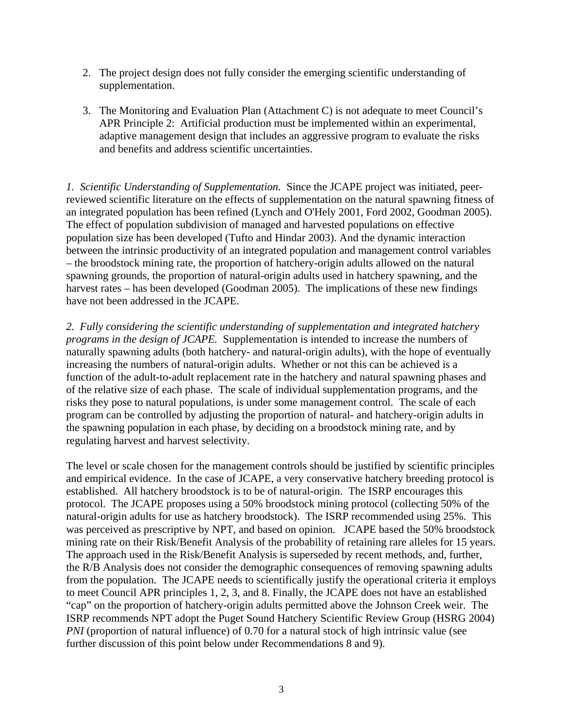2. The project design does not fully consider the emerging scientific understanding of supplementation.

3. The Monitoring and Evaluation Plan (Attachment C) is not adequate to meet Council's APR Principle 2: Artificial production must be implemented within an experimental, adaptive management design that includes an aggressive program to evaluate the risks and benefits and address scientific uncertainties.

*1. Scientific Understanding of Supplementation.* Since the JCAPE project was initiated, peer-reviewed scientific literature on the effects of supplementation on the natural spawning fitness of an integrated population has been refined (Lynch and O'Hely 2001, Ford 2002, Goodman 2005). The effect of population subdivision of managed and harvested populations on effective population size has been developed (Tufto and Hindar 2003). And the dynamic interaction between the intrinsic productivity of an integrated population and management control variables – the broodstock mining rate, the proportion of hatchery-origin adults allowed on the natural spawning grounds, the proportion of natural-origin adults used in hatchery spawning, and the harvest rates – has been developed (Goodman 2005). The implications of these new findings have not been addressed in the JCAPE.

*2. Fully considering the scientific understanding of supplementation and integrated hatchery programs in the design of JCAPE.* Supplementation is intended to increase the numbers of naturally spawning adults (both hatchery- and natural-origin adults), with the hope of eventually increasing the numbers of natural-origin adults. Whether or not this can be achieved is a function of the adult-to-adult replacement rate in the hatchery and natural spawning phases and of the relative size of each phase. The scale of individual supplementation programs, and the risks they pose to natural populations, is under some management control. The scale of each program can be controlled by adjusting the proportion of natural- and hatchery-origin adults in the spawning population in each phase, by deciding on a broodstock mining rate, and by regulating harvest and harvest selectivity.

The level or scale chosen for the management controls should be justified by scientific principles and empirical evidence. In the case of JCAPE, a very conservative hatchery breeding protocol is established. All hatchery broodstock is to be of natural-origin. The ISRP encourages this protocol. The JCAPE proposes using a 50% broodstock mining protocol (collecting 50% of the natural-origin adults for use as hatchery broodstock). The ISRP recommended using 25%. This was perceived as prescriptive by NPT, and based on opinion. JCAPE based the 50% broodstock mining rate on their Risk/Benefit Analysis of the probability of retaining rare alleles for 15 years. The approach used in the Risk/Benefit Analysis is superseded by recent methods, and, further, the R/B Analysis does not consider the demographic consequences of removing spawning adults from the population. The JCAPE needs to scientifically justify the operational criteria it employs to meet Council APR principles 1, 2, 3, and 8. Finally, the JCAPE does not have an established "cap" on the proportion of hatchery-origin adults permitted above the Johnson Creek weir. The ISRP recommends NPT adopt the Puget Sound Hatchery Scientific Review Group (HSRG 2004) *PNI* (proportion of natural influence) of 0.70 for a natural stock of high intrinsic value (see further discussion of this point below under Recommendations 8 and 9).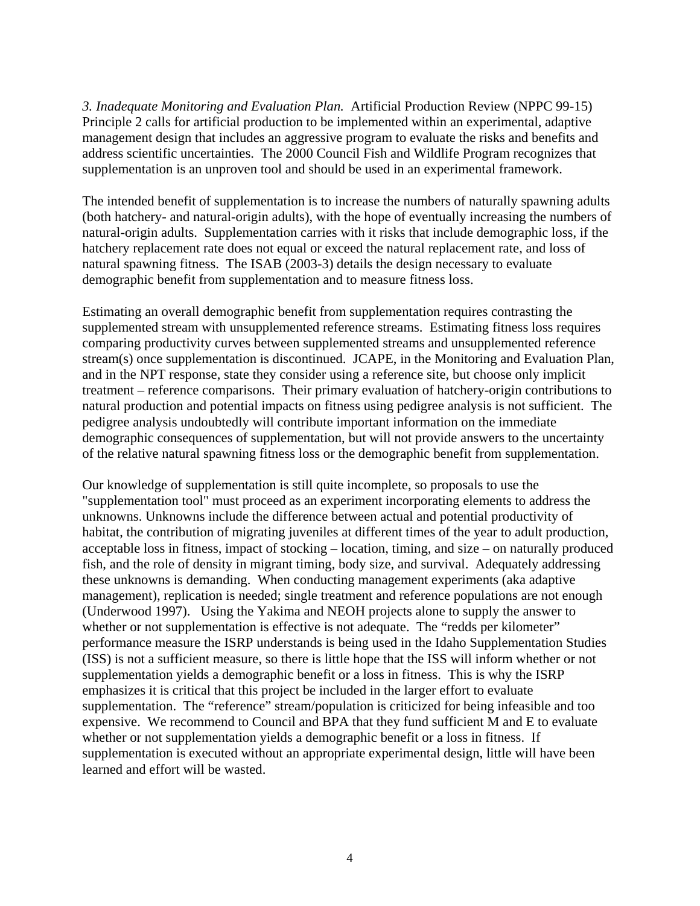*3. Inadequate Monitoring and Evaluation Plan.* Artificial Production Review (NPPC 99-15) Principle 2 calls for artificial production to be implemented within an experimental, adaptive management design that includes an aggressive program to evaluate the risks and benefits and address scientific uncertainties. The 2000 Council Fish and Wildlife Program recognizes that supplementation is an unproven tool and should be used in an experimental framework.

The intended benefit of supplementation is to increase the numbers of naturally spawning adults (both hatchery- and natural-origin adults), with the hope of eventually increasing the numbers of natural-origin adults. Supplementation carries with it risks that include demographic loss, if the hatchery replacement rate does not equal or exceed the natural replacement rate, and loss of natural spawning fitness. The ISAB (2003-3) details the design necessary to evaluate demographic benefit from supplementation and to measure fitness loss.

Estimating an overall demographic benefit from supplementation requires contrasting the supplemented stream with unsupplemented reference streams. Estimating fitness loss requires comparing productivity curves between supplemented streams and unsupplemented reference stream(s) once supplementation is discontinued. JCAPE, in the Monitoring and Evaluation Plan, and in the NPT response, state they consider using a reference site, but choose only implicit treatment – reference comparisons. Their primary evaluation of hatchery-origin contributions to natural production and potential impacts on fitness using pedigree analysis is not sufficient. The pedigree analysis undoubtedly will contribute important information on the immediate demographic consequences of supplementation, but will not provide answers to the uncertainty of the relative natural spawning fitness loss or the demographic benefit from supplementation.

Our knowledge of supplementation is still quite incomplete, so proposals to use the "supplementation tool" must proceed as an experiment incorporating elements to address the unknowns. Unknowns include the difference between actual and potential productivity of habitat, the contribution of migrating juveniles at different times of the year to adult production, acceptable loss in fitness, impact of stocking – location, timing, and size – on naturally produced fish, and the role of density in migrant timing, body size, and survival. Adequately addressing these unknowns is demanding. When conducting management experiments (aka adaptive management), replication is needed; single treatment and reference populations are not enough (Underwood 1997). Using the Yakima and NEOH projects alone to supply the answer to whether or not supplementation is effective is not adequate. The "redds per kilometer" performance measure the ISRP understands is being used in the Idaho Supplementation Studies (ISS) is not a sufficient measure, so there is little hope that the ISS will inform whether or not supplementation yields a demographic benefit or a loss in fitness. This is why the ISRP emphasizes it is critical that this project be included in the larger effort to evaluate supplementation. The "reference" stream/population is criticized for being infeasible and too expensive. We recommend to Council and BPA that they fund sufficient M and E to evaluate whether or not supplementation yields a demographic benefit or a loss in fitness. If supplementation is executed without an appropriate experimental design, little will have been learned and effort will be wasted.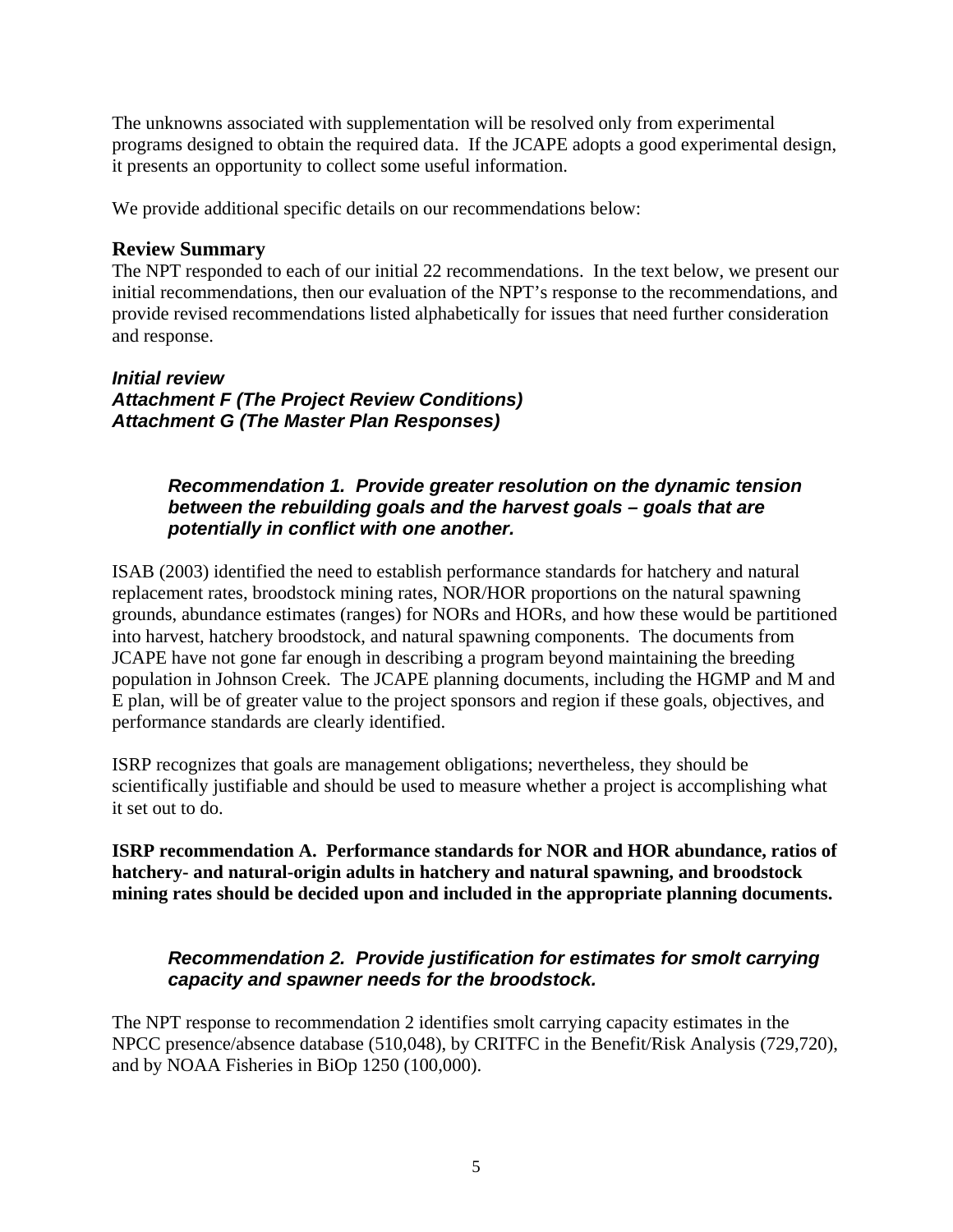The unknowns associated with supplementation will be resolved only from experimental programs designed to obtain the required data. If the JCAPE adopts a good experimental design, it presents an opportunity to collect some useful information.

We provide additional specific details on our recommendations below:

## Review Summary

The NPT responded to each of our initial 22 recommendations. In the text below, we present our initial recommendations, then our evaluation of the NPT's response to the recommendations, and provide revised recommendations listed alphabetically for issues that need further consideration and response.

***Initial review***
***Attachment F (The Project Review Conditions)***
***Attachment G (The Master Plan Responses)***

> ***Recommendation 1. Provide greater resolution on the dynamic tension between the rebuilding goals and the harvest goals – goals that are potentially in conflict with one another.***

ISAB (2003) identified the need to establish performance standards for hatchery and natural replacement rates, broodstock mining rates, NOR/HOR proportions on the natural spawning grounds, abundance estimates (ranges) for NORs and HORs, and how these would be partitioned into harvest, hatchery broodstock, and natural spawning components. The documents from JCAPE have not gone far enough in describing a program beyond maintaining the breeding population in Johnson Creek. The JCAPE planning documents, including the HGMP and M and E plan, will be of greater value to the project sponsors and region if these goals, objectives, and performance standards are clearly identified.

ISRP recognizes that goals are management obligations; nevertheless, they should be scientifically justifiable and should be used to measure whether a project is accomplishing what it set out to do.

**ISRP recommendation A. Performance standards for NOR and HOR abundance, ratios of hatchery- and natural-origin adults in hatchery and natural spawning, and broodstock mining rates should be decided upon and included in the appropriate planning documents.**

> ***Recommendation 2. Provide justification for estimates for smolt carrying capacity and spawner needs for the broodstock.***

The NPT response to recommendation 2 identifies smolt carrying capacity estimates in the NPCC presence/absence database (510,048), by CRITFC in the Benefit/Risk Analysis (729,720), and by NOAA Fisheries in BiOp 1250 (100,000).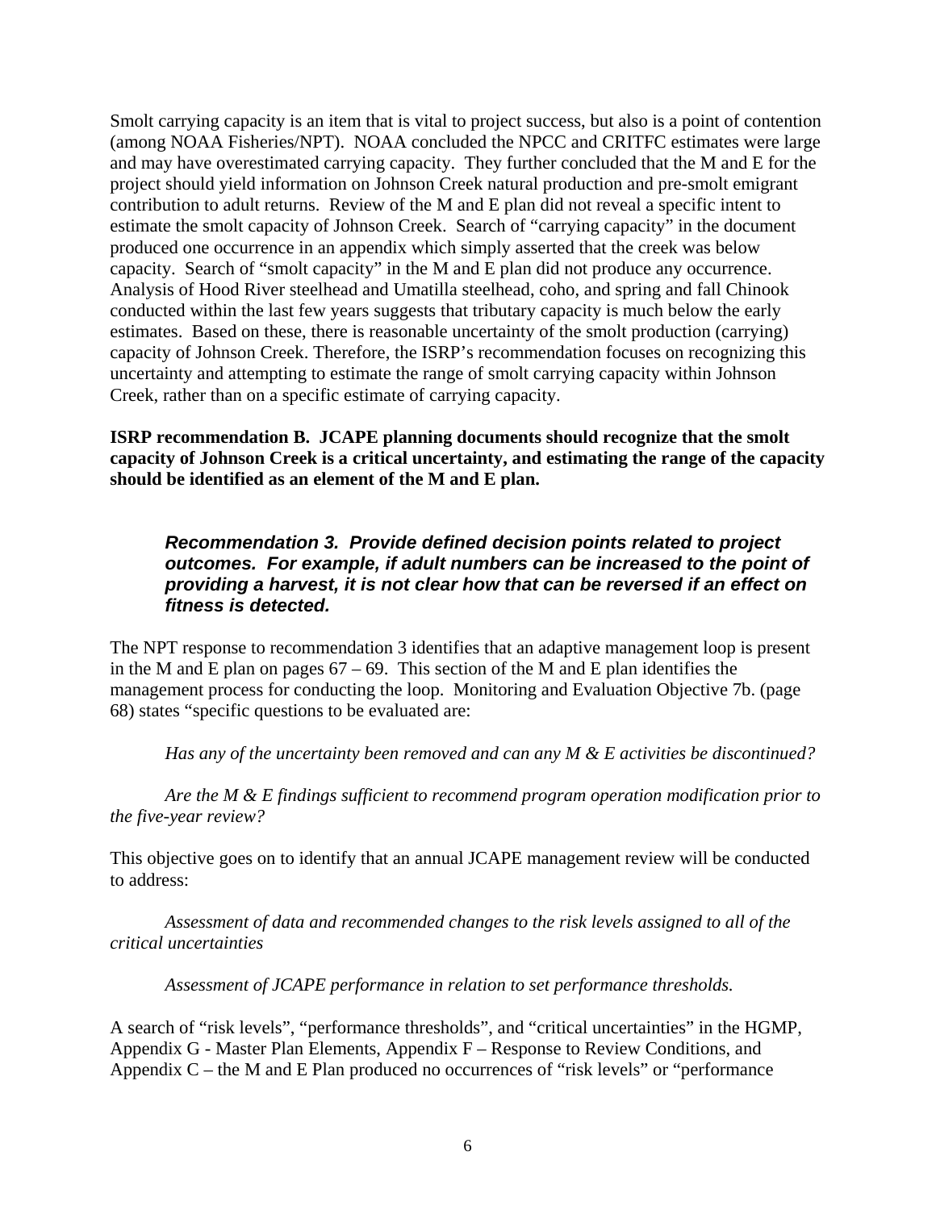Smolt carrying capacity is an item that is vital to project success, but also is a point of contention (among NOAA Fisheries/NPT). NOAA concluded the NPCC and CRITFC estimates were large and may have overestimated carrying capacity. They further concluded that the M and E for the project should yield information on Johnson Creek natural production and pre-smolt emigrant contribution to adult returns. Review of the M and E plan did not reveal a specific intent to estimate the smolt capacity of Johnson Creek. Search of "carrying capacity" in the document produced one occurrence in an appendix which simply asserted that the creek was below capacity. Search of "smolt capacity" in the M and E plan did not produce any occurrence. Analysis of Hood River steelhead and Umatilla steelhead, coho, and spring and fall Chinook conducted within the last few years suggests that tributary capacity is much below the early estimates. Based on these, there is reasonable uncertainty of the smolt production (carrying) capacity of Johnson Creek. Therefore, the ISRP's recommendation focuses on recognizing this uncertainty and attempting to estimate the range of smolt carrying capacity within Johnson Creek, rather than on a specific estimate of carrying capacity.

**ISRP recommendation B. JCAPE planning documents should recognize that the smolt capacity of Johnson Creek is a critical uncertainty, and estimating the range of the capacity should be identified as an element of the M and E plan.**

> ***Recommendation 3. Provide defined decision points related to project outcomes. For example, if adult numbers can be increased to the point of providing a harvest, it is not clear how that can be reversed if an effect on fitness is detected.***

The NPT response to recommendation 3 identifies that an adaptive management loop is present in the M and E plan on pages 67 – 69. This section of the M and E plan identifies the management process for conducting the loop. Monitoring and Evaluation Objective 7b. (page 68) states "specific questions to be evaluated are:

*Has any of the uncertainty been removed and can any M & E activities be discontinued?*

*Are the M & E findings sufficient to recommend program operation modification prior to the five-year review?*

This objective goes on to identify that an annual JCAPE management review will be conducted to address:

*Assessment of data and recommended changes to the risk levels assigned to all of the critical uncertainties*

*Assessment of JCAPE performance in relation to set performance thresholds.*

A search of "risk levels", "performance thresholds", and "critical uncertainties" in the HGMP, Appendix G - Master Plan Elements, Appendix F – Response to Review Conditions, and Appendix C – the M and E Plan produced no occurrences of "risk levels" or "performance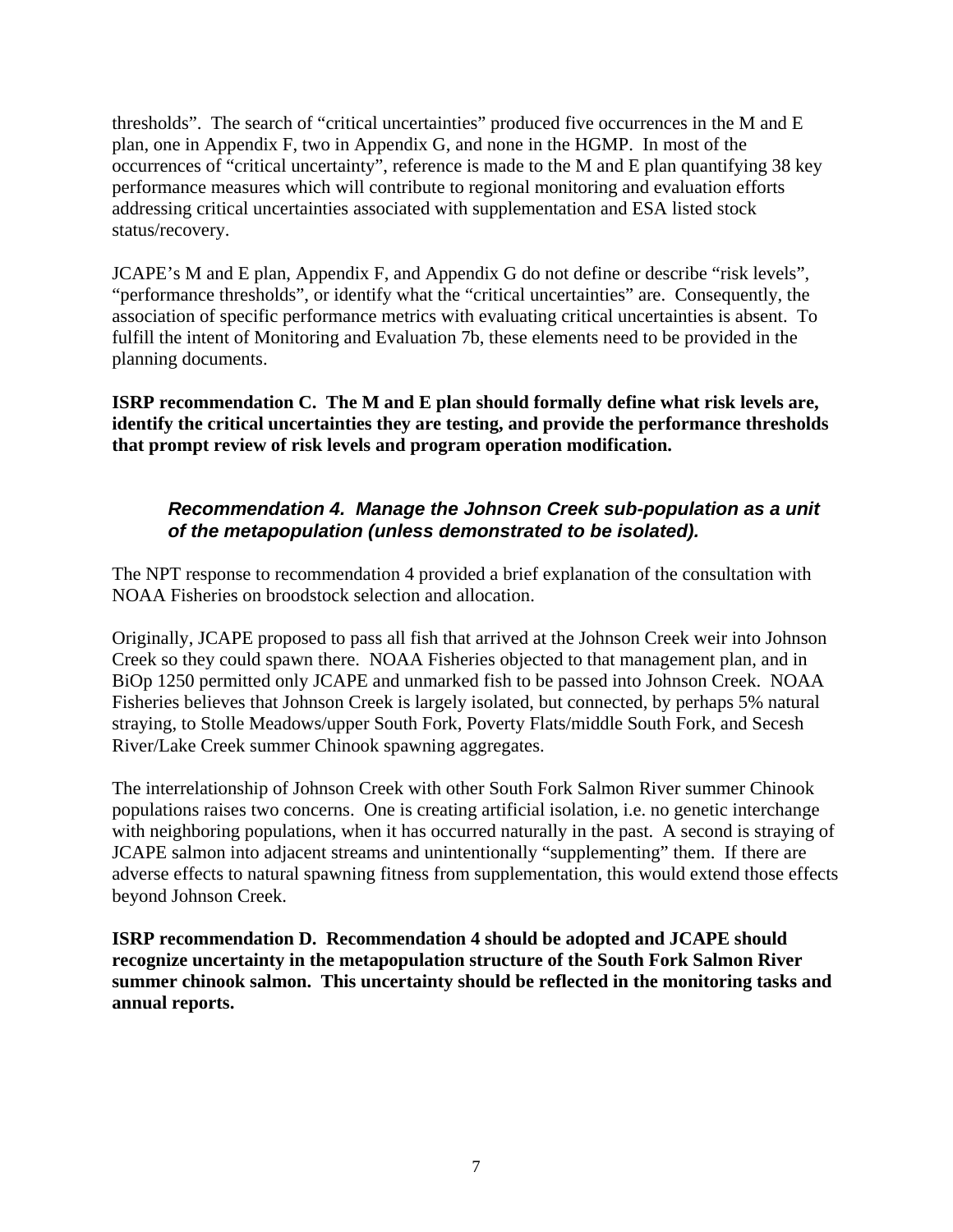thresholds". The search of "critical uncertainties" produced five occurrences in the M and E plan, one in Appendix F, two in Appendix G, and none in the HGMP. In most of the occurrences of "critical uncertainty", reference is made to the M and E plan quantifying 38 key performance measures which will contribute to regional monitoring and evaluation efforts addressing critical uncertainties associated with supplementation and ESA listed stock status/recovery.

JCAPE's M and E plan, Appendix F, and Appendix G do not define or describe "risk levels", "performance thresholds", or identify what the "critical uncertainties" are. Consequently, the association of specific performance metrics with evaluating critical uncertainties is absent. To fulfill the intent of Monitoring and Evaluation 7b, these elements need to be provided in the planning documents.

**ISRP recommendation C. The M and E plan should formally define what risk levels are, identify the critical uncertainties they are testing, and provide the performance thresholds that prompt review of risk levels and program operation modification.**

### *Recommendation 4. Manage the Johnson Creek sub-population as a unit of the metapopulation (unless demonstrated to be isolated).*

The NPT response to recommendation 4 provided a brief explanation of the consultation with NOAA Fisheries on broodstock selection and allocation.

Originally, JCAPE proposed to pass all fish that arrived at the Johnson Creek weir into Johnson Creek so they could spawn there. NOAA Fisheries objected to that management plan, and in BiOp 1250 permitted only JCAPE and unmarked fish to be passed into Johnson Creek. NOAA Fisheries believes that Johnson Creek is largely isolated, but connected, by perhaps 5% natural straying, to Stolle Meadows/upper South Fork, Poverty Flats/middle South Fork, and Secesh River/Lake Creek summer Chinook spawning aggregates.

The interrelationship of Johnson Creek with other South Fork Salmon River summer Chinook populations raises two concerns. One is creating artificial isolation, i.e. no genetic interchange with neighboring populations, when it has occurred naturally in the past. A second is straying of JCAPE salmon into adjacent streams and unintentionally "supplementing" them. If there are adverse effects to natural spawning fitness from supplementation, this would extend those effects beyond Johnson Creek.

**ISRP recommendation D. Recommendation 4 should be adopted and JCAPE should recognize uncertainty in the metapopulation structure of the South Fork Salmon River summer chinook salmon. This uncertainty should be reflected in the monitoring tasks and annual reports.**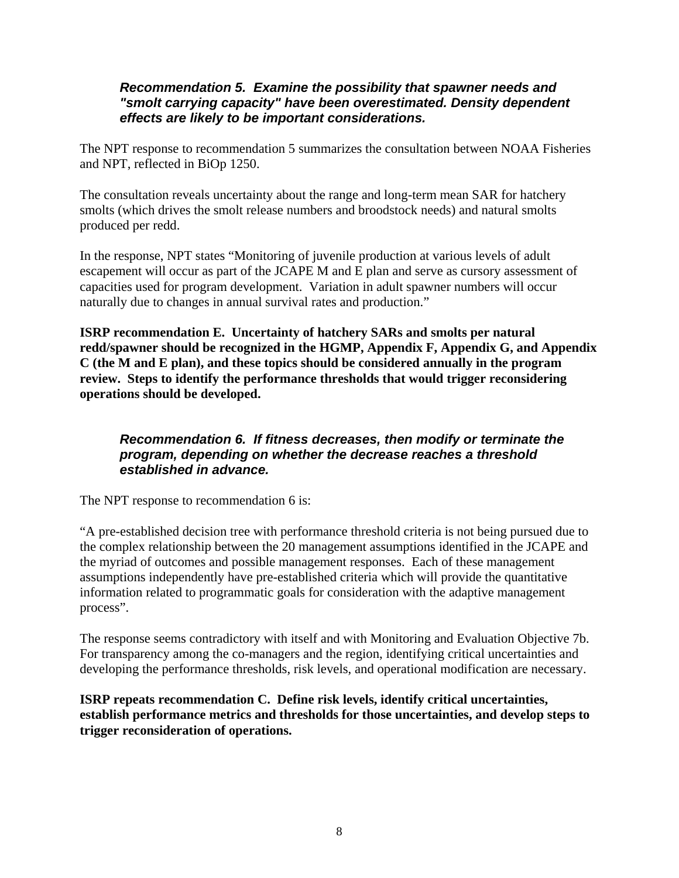***Recommendation 5. Examine the possibility that spawner needs and "smolt carrying capacity" have been overestimated. Density dependent effects are likely to be important considerations.***

The NPT response to recommendation 5 summarizes the consultation between NOAA Fisheries and NPT, reflected in BiOp 1250.

The consultation reveals uncertainty about the range and long-term mean SAR for hatchery smolts (which drives the smolt release numbers and broodstock needs) and natural smolts produced per redd.

In the response, NPT states "Monitoring of juvenile production at various levels of adult escapement will occur as part of the JCAPE M and E plan and serve as cursory assessment of capacities used for program development. Variation in adult spawner numbers will occur naturally due to changes in annual survival rates and production."

**ISRP recommendation E. Uncertainty of hatchery SARs and smolts per natural redd/spawner should be recognized in the HGMP, Appendix F, Appendix G, and Appendix C (the M and E plan), and these topics should be considered annually in the program review. Steps to identify the performance thresholds that would trigger reconsidering operations should be developed.**

***Recommendation 6. If fitness decreases, then modify or terminate the program, depending on whether the decrease reaches a threshold established in advance.***

The NPT response to recommendation 6 is:

"A pre-established decision tree with performance threshold criteria is not being pursued due to the complex relationship between the 20 management assumptions identified in the JCAPE and the myriad of outcomes and possible management responses. Each of these management assumptions independently have pre-established criteria which will provide the quantitative information related to programmatic goals for consideration with the adaptive management process".

The response seems contradictory with itself and with Monitoring and Evaluation Objective 7b. For transparency among the co-managers and the region, identifying critical uncertainties and developing the performance thresholds, risk levels, and operational modification are necessary.

**ISRP repeats recommendation C. Define risk levels, identify critical uncertainties, establish performance metrics and thresholds for those uncertainties, and develop steps to trigger reconsideration of operations.**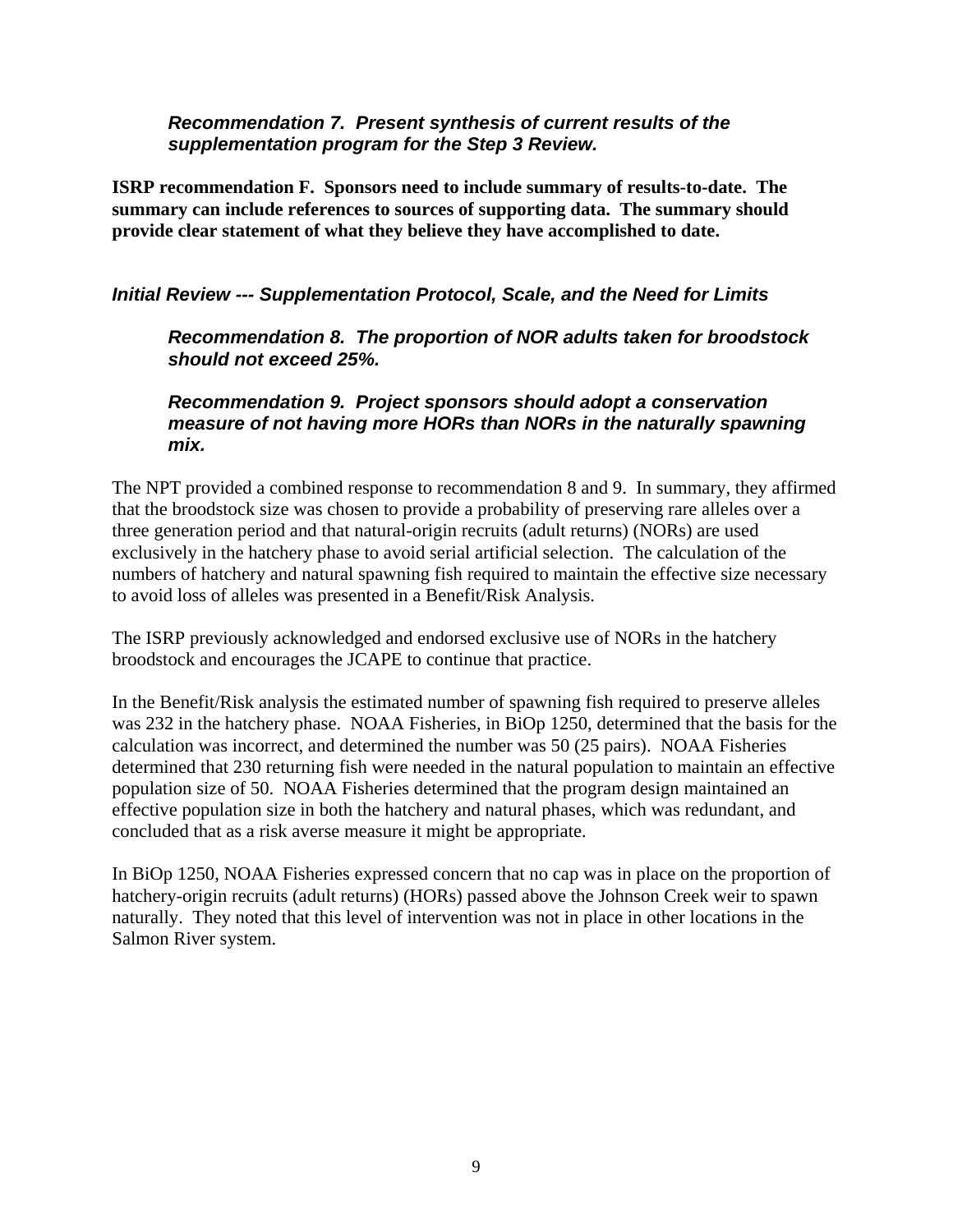***Recommendation 7. Present synthesis of current results of the supplementation program for the Step 3 Review.***

**ISRP recommendation F. Sponsors need to include summary of results-to-date. The summary can include references to sources of supporting data. The summary should provide clear statement of what they believe they have accomplished to date.**

***Initial Review --- Supplementation Protocol, Scale, and the Need for Limits***

***Recommendation 8. The proportion of NOR adults taken for broodstock should not exceed 25%.***

***Recommendation 9. Project sponsors should adopt a conservation measure of not having more HORs than NORs in the naturally spawning mix.***

The NPT provided a combined response to recommendation 8 and 9. In summary, they affirmed that the broodstock size was chosen to provide a probability of preserving rare alleles over a three generation period and that natural-origin recruits (adult returns) (NORs) are used exclusively in the hatchery phase to avoid serial artificial selection. The calculation of the numbers of hatchery and natural spawning fish required to maintain the effective size necessary to avoid loss of alleles was presented in a Benefit/Risk Analysis.

The ISRP previously acknowledged and endorsed exclusive use of NORs in the hatchery broodstock and encourages the JCAPE to continue that practice.

In the Benefit/Risk analysis the estimated number of spawning fish required to preserve alleles was 232 in the hatchery phase. NOAA Fisheries, in BiOp 1250, determined that the basis for the calculation was incorrect, and determined the number was 50 (25 pairs). NOAA Fisheries determined that 230 returning fish were needed in the natural population to maintain an effective population size of 50. NOAA Fisheries determined that the program design maintained an effective population size in both the hatchery and natural phases, which was redundant, and concluded that as a risk averse measure it might be appropriate.

In BiOp 1250, NOAA Fisheries expressed concern that no cap was in place on the proportion of hatchery-origin recruits (adult returns) (HORs) passed above the Johnson Creek weir to spawn naturally. They noted that this level of intervention was not in place in other locations in the Salmon River system.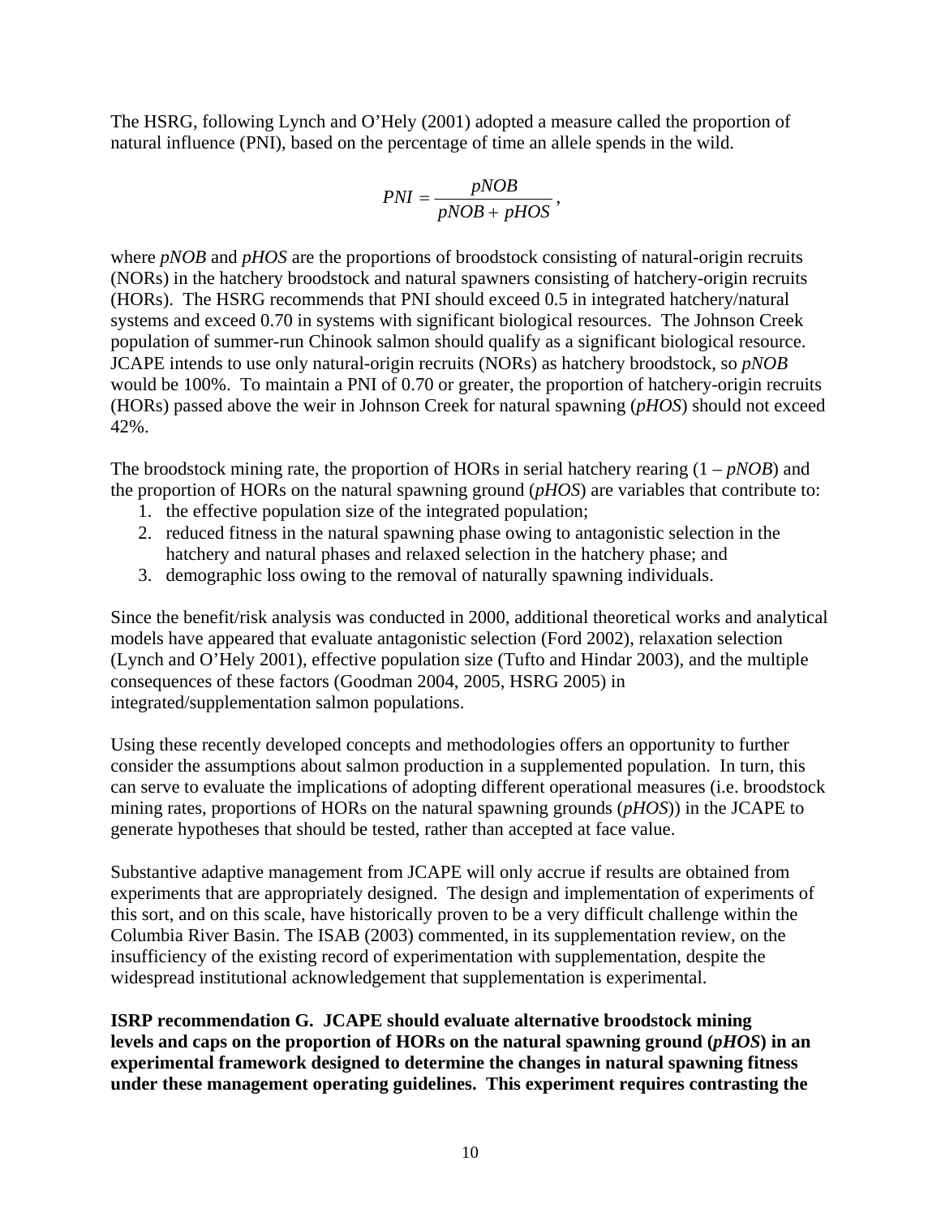The HSRG, following Lynch and O'Hely (2001) adopted a measure called the proportion of natural influence (PNI), based on the percentage of time an allele spends in the wild.

$$PNI = \frac{pNOB}{pNOB + pHOS},$$

where *pNOB* and *pHOS* are the proportions of broodstock consisting of natural-origin recruits (NORs) in the hatchery broodstock and natural spawners consisting of hatchery-origin recruits (HORs). The HSRG recommends that PNI should exceed 0.5 in integrated hatchery/natural systems and exceed 0.70 in systems with significant biological resources. The Johnson Creek population of summer-run Chinook salmon should qualify as a significant biological resource. JCAPE intends to use only natural-origin recruits (NORs) as hatchery broodstock, so *pNOB* would be 100%. To maintain a PNI of 0.70 or greater, the proportion of hatchery-origin recruits (HORs) passed above the weir in Johnson Creek for natural spawning (*pHOS*) should not exceed 42%.

The broodstock mining rate, the proportion of HORs in serial hatchery rearing ($1 - pNOB$) and the proportion of HORs on the natural spawning ground (*pHOS*) are variables that contribute to:

1. the effective population size of the integrated population;
2. reduced fitness in the natural spawning phase owing to antagonistic selection in the hatchery and natural phases and relaxed selection in the hatchery phase; and
3. demographic loss owing to the removal of naturally spawning individuals.

Since the benefit/risk analysis was conducted in 2000, additional theoretical works and analytical models have appeared that evaluate antagonistic selection (Ford 2002), relaxation selection (Lynch and O'Hely 2001), effective population size (Tufto and Hindar 2003), and the multiple consequences of these factors (Goodman 2004, 2005, HSRG 2005) in integrated/supplementation salmon populations.

Using these recently developed concepts and methodologies offers an opportunity to further consider the assumptions about salmon production in a supplemented population. In turn, this can serve to evaluate the implications of adopting different operational measures (i.e. broodstock mining rates, proportions of HORs on the natural spawning grounds (*pHOS*)) in the JCAPE to generate hypotheses that should be tested, rather than accepted at face value.

Substantive adaptive management from JCAPE will only accrue if results are obtained from experiments that are appropriately designed. The design and implementation of experiments of this sort, and on this scale, have historically proven to be a very difficult challenge within the Columbia River Basin. The ISAB (2003) commented, in its supplementation review, on the insufficiency of the existing record of experimentation with supplementation, despite the widespread institutional acknowledgement that supplementation is experimental.

**ISRP recommendation G. JCAPE should evaluate alternative broodstock mining levels and caps on the proportion of HORs on the natural spawning ground (*pHOS*) in an experimental framework designed to determine the changes in natural spawning fitness under these management operating guidelines. This experiment requires contrasting the**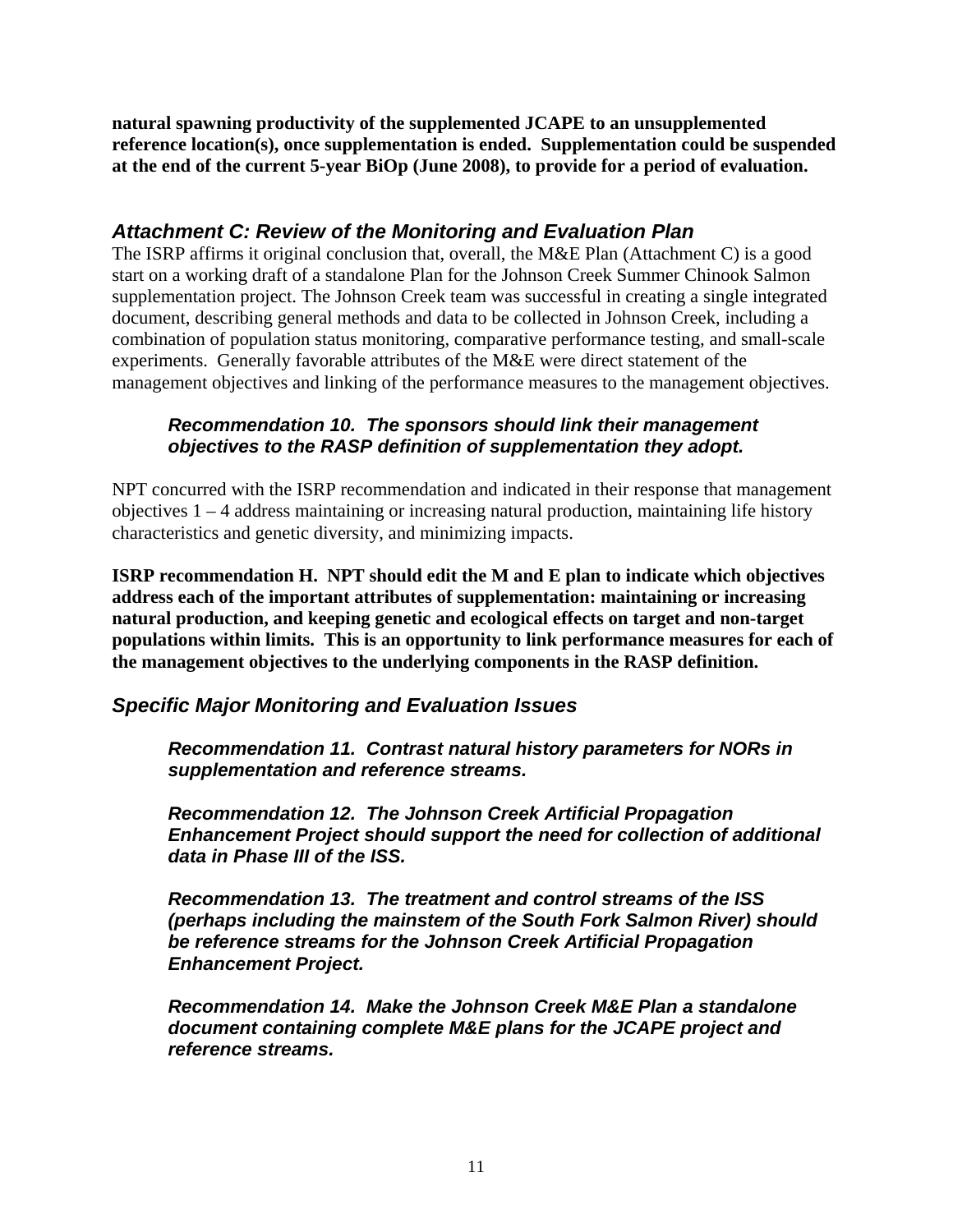**natural spawning productivity of the supplemented JCAPE to an unsupplemented reference location(s), once supplementation is ended. Supplementation could be suspended at the end of the current 5-year BiOp (June 2008), to provide for a period of evaluation.**

## *Attachment C: Review of the Monitoring and Evaluation Plan*

The ISRP affirms it original conclusion that, overall, the M&E Plan (Attachment C) is a good start on a working draft of a standalone Plan for the Johnson Creek Summer Chinook Salmon supplementation project. The Johnson Creek team was successful in creating a single integrated document, describing general methods and data to be collected in Johnson Creek, including a combination of population status monitoring, comparative performance testing, and small-scale experiments. Generally favorable attributes of the M&E were direct statement of the management objectives and linking of the performance measures to the management objectives.

> ***Recommendation 10. The sponsors should link their management objectives to the RASP definition of supplementation they adopt.***

NPT concurred with the ISRP recommendation and indicated in their response that management objectives 1 – 4 address maintaining or increasing natural production, maintaining life history characteristics and genetic diversity, and minimizing impacts.

**ISRP recommendation H. NPT should edit the M and E plan to indicate which objectives address each of the important attributes of supplementation: maintaining or increasing natural production, and keeping genetic and ecological effects on target and non-target populations within limits. This is an opportunity to link performance measures for each of the management objectives to the underlying components in the RASP definition.**

## *Specific Major Monitoring and Evaluation Issues*

> ***Recommendation 11. Contrast natural history parameters for NORs in supplementation and reference streams.***
>
> ***Recommendation 12. The Johnson Creek Artificial Propagation Enhancement Project should support the need for collection of additional data in Phase III of the ISS.***
>
> ***Recommendation 13. The treatment and control streams of the ISS (perhaps including the mainstem of the South Fork Salmon River) should be reference streams for the Johnson Creek Artificial Propagation Enhancement Project.***
>
> ***Recommendation 14. Make the Johnson Creek M&E Plan a standalone document containing complete M&E plans for the JCAPE project and reference streams.***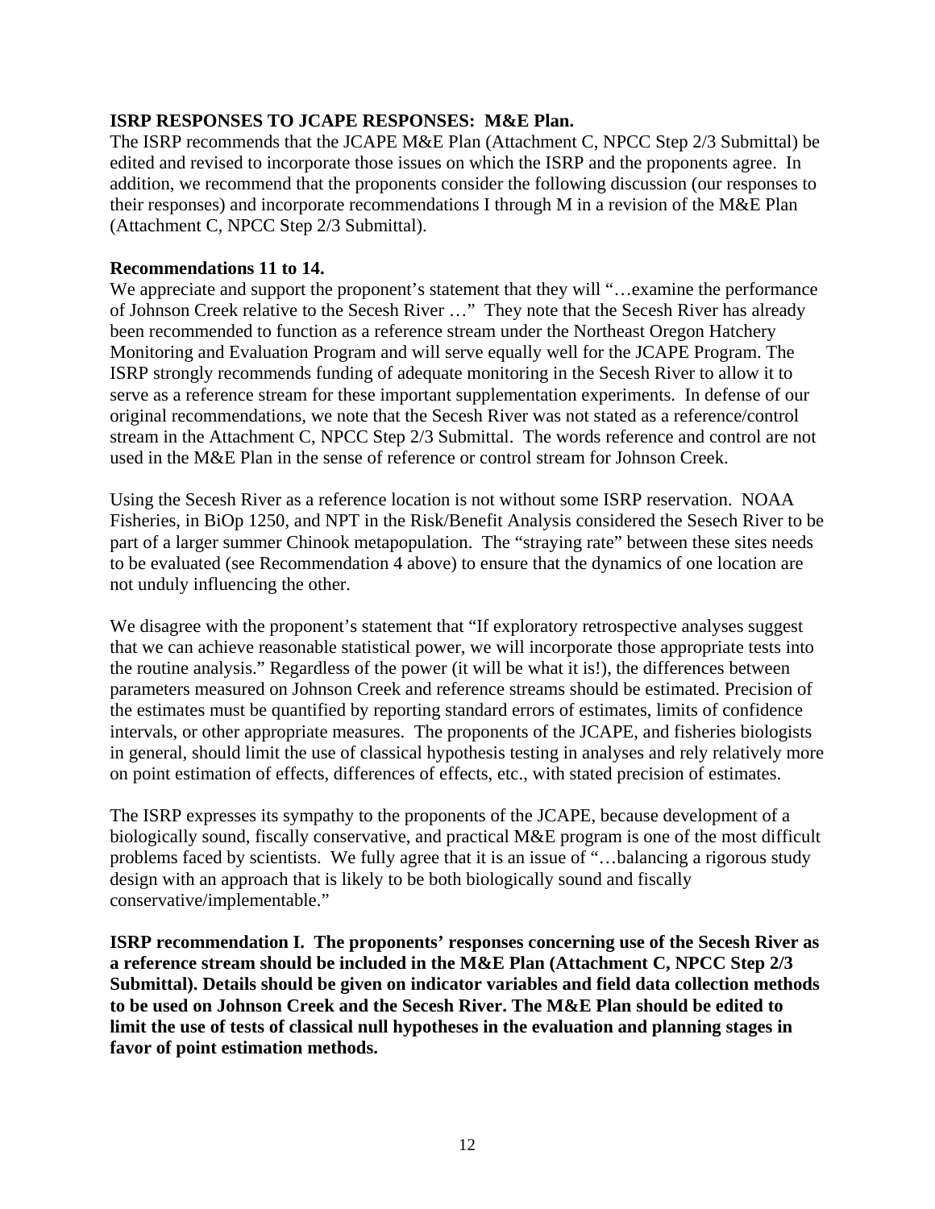**ISRP RESPONSES TO JCAPE RESPONSES: M&E Plan.**

The ISRP recommends that the JCAPE M&E Plan (Attachment C, NPCC Step 2/3 Submittal) be edited and revised to incorporate those issues on which the ISRP and the proponents agree. In addition, we recommend that the proponents consider the following discussion (our responses to their responses) and incorporate recommendations I through M in a revision of the M&E Plan (Attachment C, NPCC Step 2/3 Submittal).

**Recommendations 11 to 14.**

We appreciate and support the proponent's statement that they will "…examine the performance of Johnson Creek relative to the Secesh River …" They note that the Secesh River has already been recommended to function as a reference stream under the Northeast Oregon Hatchery Monitoring and Evaluation Program and will serve equally well for the JCAPE Program. The ISRP strongly recommends funding of adequate monitoring in the Secesh River to allow it to serve as a reference stream for these important supplementation experiments. In defense of our original recommendations, we note that the Secesh River was not stated as a reference/control stream in the Attachment C, NPCC Step 2/3 Submittal. The words reference and control are not used in the M&E Plan in the sense of reference or control stream for Johnson Creek.

Using the Secesh River as a reference location is not without some ISRP reservation. NOAA Fisheries, in BiOp 1250, and NPT in the Risk/Benefit Analysis considered the Sesech River to be part of a larger summer Chinook metapopulation. The "straying rate" between these sites needs to be evaluated (see Recommendation 4 above) to ensure that the dynamics of one location are not unduly influencing the other.

We disagree with the proponent's statement that "If exploratory retrospective analyses suggest that we can achieve reasonable statistical power, we will incorporate those appropriate tests into the routine analysis." Regardless of the power (it will be what it is!), the differences between parameters measured on Johnson Creek and reference streams should be estimated. Precision of the estimates must be quantified by reporting standard errors of estimates, limits of confidence intervals, or other appropriate measures. The proponents of the JCAPE, and fisheries biologists in general, should limit the use of classical hypothesis testing in analyses and rely relatively more on point estimation of effects, differences of effects, etc., with stated precision of estimates.

The ISRP expresses its sympathy to the proponents of the JCAPE, because development of a biologically sound, fiscally conservative, and practical M&E program is one of the most difficult problems faced by scientists. We fully agree that it is an issue of "…balancing a rigorous study design with an approach that is likely to be both biologically sound and fiscally conservative/implementable."

**ISRP recommendation I. The proponents' responses concerning use of the Secesh River as a reference stream should be included in the M&E Plan (Attachment C, NPCC Step 2/3 Submittal). Details should be given on indicator variables and field data collection methods to be used on Johnson Creek and the Secesh River. The M&E Plan should be edited to limit the use of tests of classical null hypotheses in the evaluation and planning stages in favor of point estimation methods.**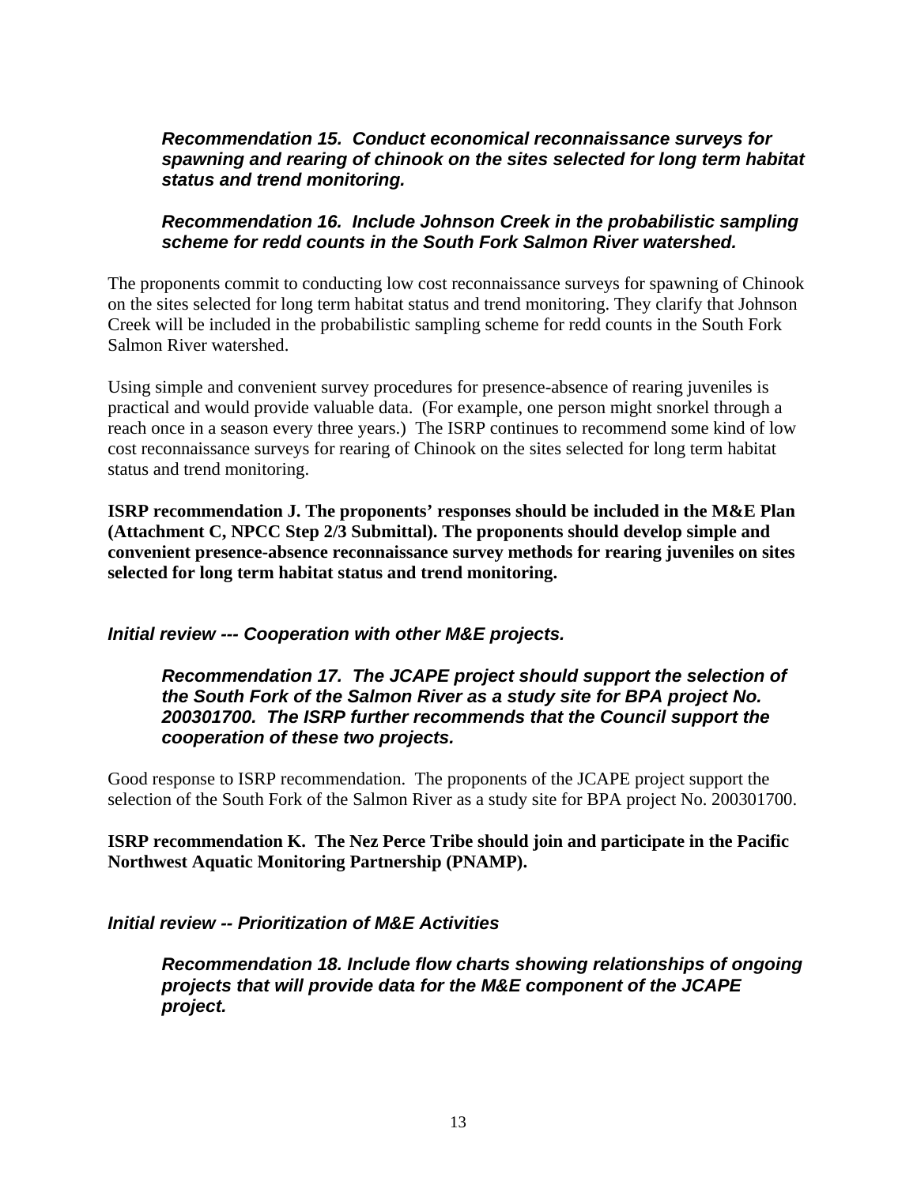***Recommendation 15. Conduct economical reconnaissance surveys for spawning and rearing of chinook on the sites selected for long term habitat status and trend monitoring.***

***Recommendation 16. Include Johnson Creek in the probabilistic sampling scheme for redd counts in the South Fork Salmon River watershed.***

The proponents commit to conducting low cost reconnaissance surveys for spawning of Chinook on the sites selected for long term habitat status and trend monitoring. They clarify that Johnson Creek will be included in the probabilistic sampling scheme for redd counts in the South Fork Salmon River watershed.

Using simple and convenient survey procedures for presence-absence of rearing juveniles is practical and would provide valuable data. (For example, one person might snorkel through a reach once in a season every three years.) The ISRP continues to recommend some kind of low cost reconnaissance surveys for rearing of Chinook on the sites selected for long term habitat status and trend monitoring.

**ISRP recommendation J. The proponents' responses should be included in the M&E Plan (Attachment C, NPCC Step 2/3 Submittal). The proponents should develop simple and convenient presence-absence reconnaissance survey methods for rearing juveniles on sites selected for long term habitat status and trend monitoring.**

***Initial review --- Cooperation with other M&E projects.***

***Recommendation 17. The JCAPE project should support the selection of the South Fork of the Salmon River as a study site for BPA project No. 200301700. The ISRP further recommends that the Council support the cooperation of these two projects.***

Good response to ISRP recommendation. The proponents of the JCAPE project support the selection of the South Fork of the Salmon River as a study site for BPA project No. 200301700.

**ISRP recommendation K. The Nez Perce Tribe should join and participate in the Pacific Northwest Aquatic Monitoring Partnership (PNAMP).**

***Initial review -- Prioritization of M&E Activities***

***Recommendation 18. Include flow charts showing relationships of ongoing projects that will provide data for the M&E component of the JCAPE project.***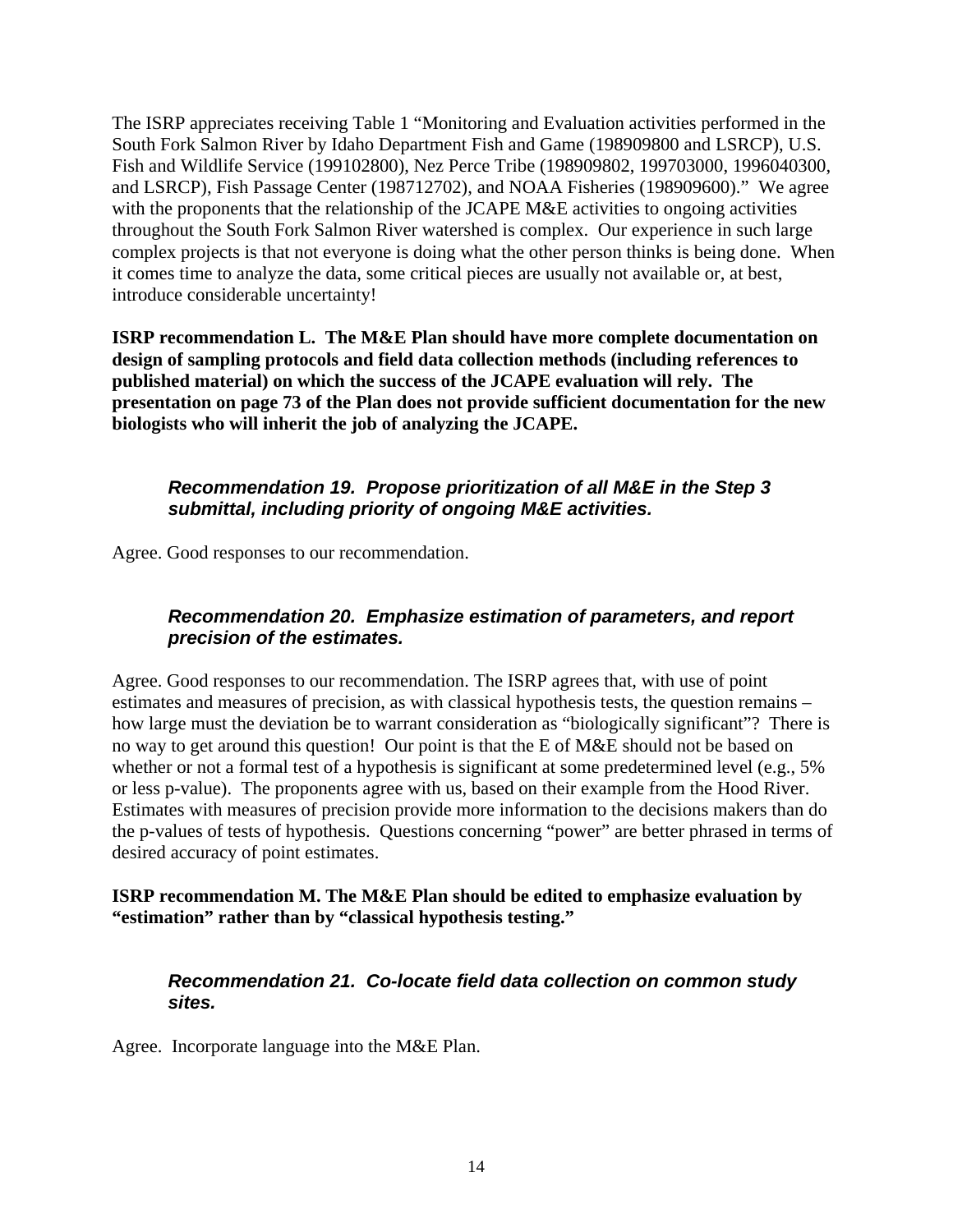The ISRP appreciates receiving Table 1 "Monitoring and Evaluation activities performed in the South Fork Salmon River by Idaho Department Fish and Game (198909800 and LSRCP), U.S. Fish and Wildlife Service (199102800), Nez Perce Tribe (198909802, 199703000, 1996040300, and LSRCP), Fish Passage Center (198712702), and NOAA Fisheries (198909600)." We agree with the proponents that the relationship of the JCAPE M&E activities to ongoing activities throughout the South Fork Salmon River watershed is complex. Our experience in such large complex projects is that not everyone is doing what the other person thinks is being done. When it comes time to analyze the data, some critical pieces are usually not available or, at best, introduce considerable uncertainty!

**ISRP recommendation L. The M&E Plan should have more complete documentation on design of sampling protocols and field data collection methods (including references to published material) on which the success of the JCAPE evaluation will rely. The presentation on page 73 of the Plan does not provide sufficient documentation for the new biologists who will inherit the job of analyzing the JCAPE.**

### *Recommendation 19. Propose prioritization of all M&E in the Step 3 submittal, including priority of ongoing M&E activities.*

Agree. Good responses to our recommendation.

### *Recommendation 20. Emphasize estimation of parameters, and report precision of the estimates.*

Agree. Good responses to our recommendation. The ISRP agrees that, with use of point estimates and measures of precision, as with classical hypothesis tests, the question remains – how large must the deviation be to warrant consideration as "biologically significant"? There is no way to get around this question! Our point is that the E of M&E should not be based on whether or not a formal test of a hypothesis is significant at some predetermined level (e.g., 5% or less p-value). The proponents agree with us, based on their example from the Hood River. Estimates with measures of precision provide more information to the decision makers than do the p-values of tests of hypothesis. Questions concerning "power" are better phrased in terms of desired accuracy of point estimates.

**ISRP recommendation M. The M&E Plan should be edited to emphasize evaluation by "estimation" rather than by "classical hypothesis testing."**

### *Recommendation 21. Co-locate field data collection on common study sites.*

Agree. Incorporate language into the M&E Plan.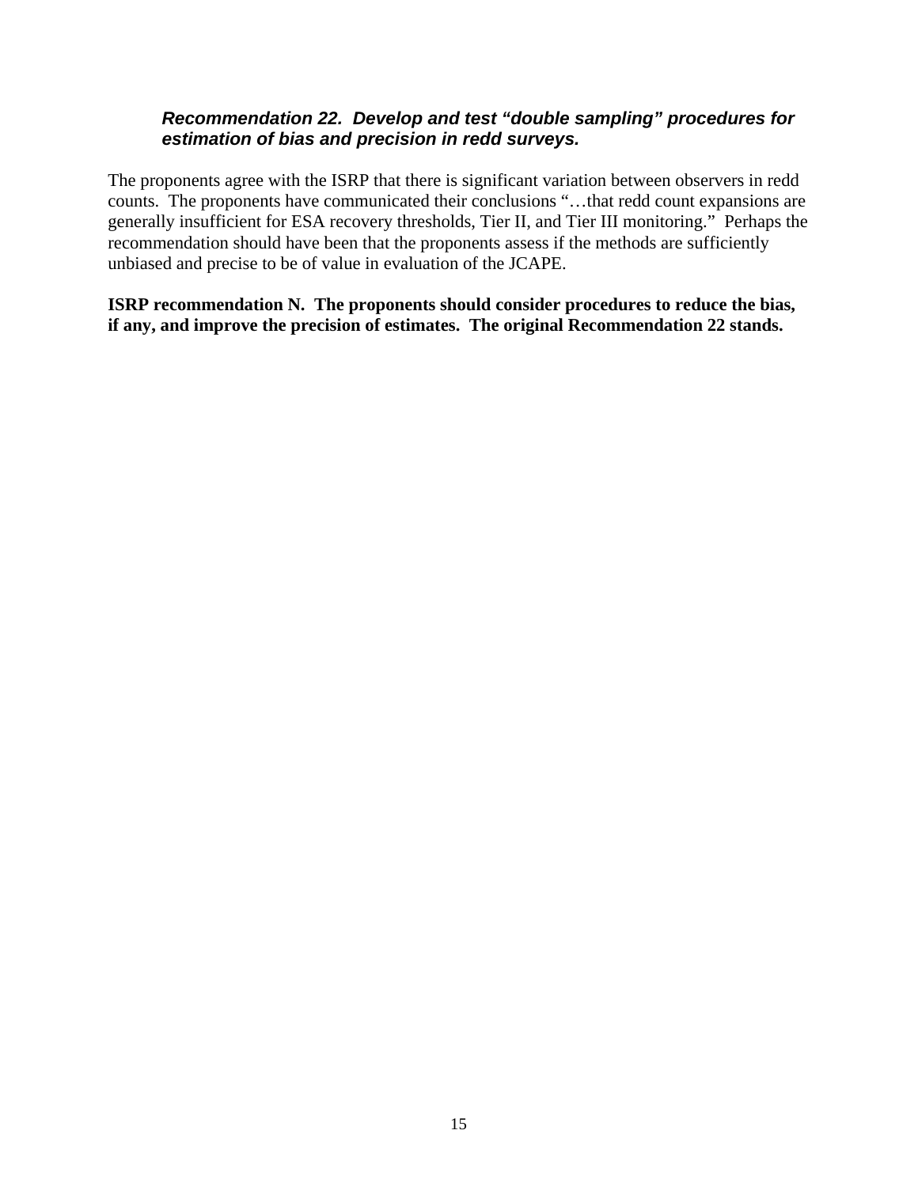***Recommendation 22. Develop and test "double sampling" procedures for estimation of bias and precision in redd surveys.***

The proponents agree with the ISRP that there is significant variation between observers in redd counts. The proponents have communicated their conclusions "…that redd count expansions are generally insufficient for ESA recovery thresholds, Tier II, and Tier III monitoring." Perhaps the recommendation should have been that the proponents assess if the methods are sufficiently unbiased and precise to be of value in evaluation of the JCAPE.

**ISRP recommendation N. The proponents should consider procedures to reduce the bias, if any, and improve the precision of estimates. The original Recommendation 22 stands.**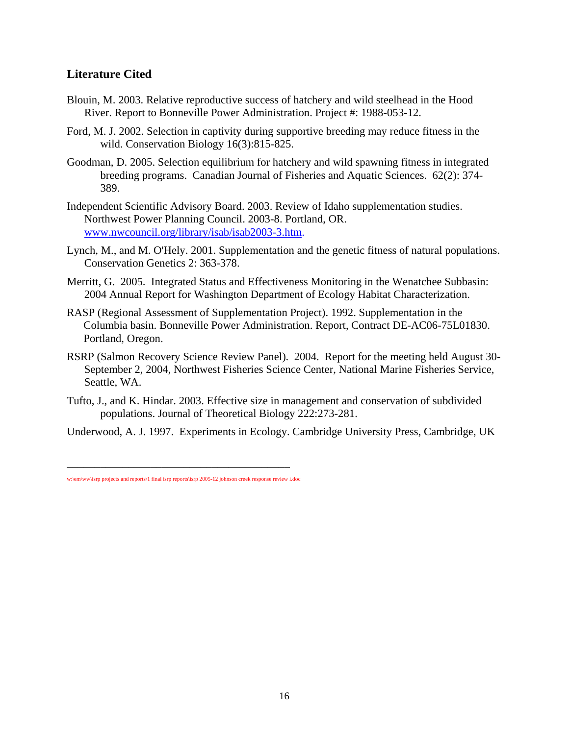## Literature Cited

Blouin, M. 2003. Relative reproductive success of hatchery and wild steelhead in the Hood River. Report to Bonneville Power Administration. Project #: 1988-053-12.

Ford, M. J. 2002. Selection in captivity during supportive breeding may reduce fitness in the wild. Conservation Biology 16(3):815-825.

Goodman, D. 2005. Selection equilibrium for hatchery and wild spawning fitness in integrated breeding programs. Canadian Journal of Fisheries and Aquatic Sciences. 62(2): 374-389.

Independent Scientific Advisory Board. 2003. Review of Idaho supplementation studies. Northwest Power Planning Council. 2003-8. Portland, OR. www.nwcouncil.org/library/isab/isab2003-3.htm.

Lynch, M., and M. O'Hely. 2001. Supplementation and the genetic fitness of natural populations. Conservation Genetics 2: 363-378.

Merritt, G. 2005. Integrated Status and Effectiveness Monitoring in the Wenatchee Subbasin: 2004 Annual Report for Washington Department of Ecology Habitat Characterization.

RASP (Regional Assessment of Supplementation Project). 1992. Supplementation in the Columbia basin. Bonneville Power Administration. Report, Contract DE-AC06-75L01830. Portland, Oregon.

RSRP (Salmon Recovery Science Review Panel). 2004. Report for the meeting held August 30-September 2, 2004, Northwest Fisheries Science Center, National Marine Fisheries Service, Seattle, WA.

Tufto, J., and K. Hindar. 2003. Effective size in management and conservation of subdivided populations. Journal of Theoretical Biology 222:273-281.

Underwood, A. J. 1997. Experiments in Ecology. Cambridge University Press, Cambridge, UK

---

w:\em\ww\isrp projects and reports\1 final isrp reports\isrp 2005-12 johnson creek response review i.doc